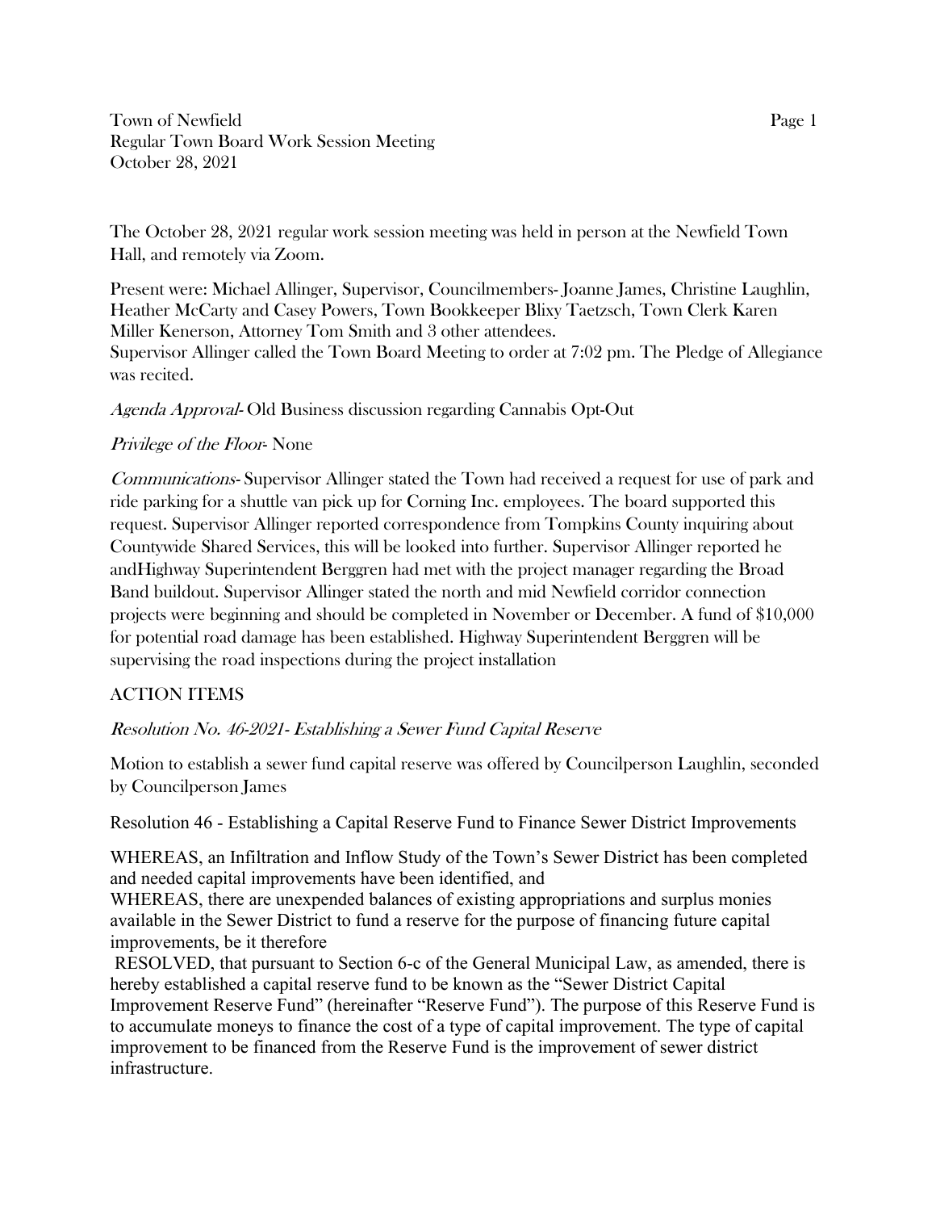Town of Newfield
Regular Town Board Work Session Meeting
October 28, 2021

The October 28, 2021 regular work session meeting was held in person at the Newfield Town Hall, and remotely via Zoom.

Present were: Michael Allinger, Supervisor, Councilmembers- Joanne James, Christine Laughlin, Heather McCarty and Casey Powers, Town Bookkeeper Blixy Taetzsch, Town Clerk Karen Miller Kenerson, Attorney Tom Smith and 3 other attendees.
Supervisor Allinger called the Town Board Meeting to order at 7:02 pm. The Pledge of Allegiance was recited.

*Agenda Approval*- Old Business discussion regarding Cannabis Opt-Out

*Privilege of the Floor*- None

*Communications*- Supervisor Allinger stated the Town had received a request for use of park and ride parking for a shuttle van pick up for Corning Inc. employees. The board supported this request. Supervisor Allinger reported correspondence from Tompkins County inquiring about Countywide Shared Services, this will be looked into further. Supervisor Allinger reported he andHighway Superintendent Berggren had met with the project manager regarding the Broad Band buildout. Supervisor Allinger stated the north and mid Newfield corridor connection projects were beginning and should be completed in November or December. A fund of $10,000 for potential road damage has been established. Highway Superintendent Berggren will be supervising the road inspections during the project installation

ACTION ITEMS

*Resolution No. 46-2021- Establishing a Sewer Fund Capital Reserve*

Motion to establish a sewer fund capital reserve was offered by Councilperson Laughlin, seconded by Councilperson James

Resolution 46 - Establishing a Capital Reserve Fund to Finance Sewer District Improvements

WHEREAS, an Infiltration and Inflow Study of the Town's Sewer District has been completed and needed capital improvements have been identified, and
WHEREAS, there are unexpended balances of existing appropriations and surplus monies available in the Sewer District to fund a reserve for the purpose of financing future capital improvements, be it therefore
RESOLVED, that pursuant to Section 6-c of the General Municipal Law, as amended, there is hereby established a capital reserve fund to be known as the "Sewer District Capital Improvement Reserve Fund" (hereinafter "Reserve Fund"). The purpose of this Reserve Fund is to accumulate moneys to finance the cost of a type of capital improvement. The type of capital improvement to be financed from the Reserve Fund is the improvement of sewer district infrastructure.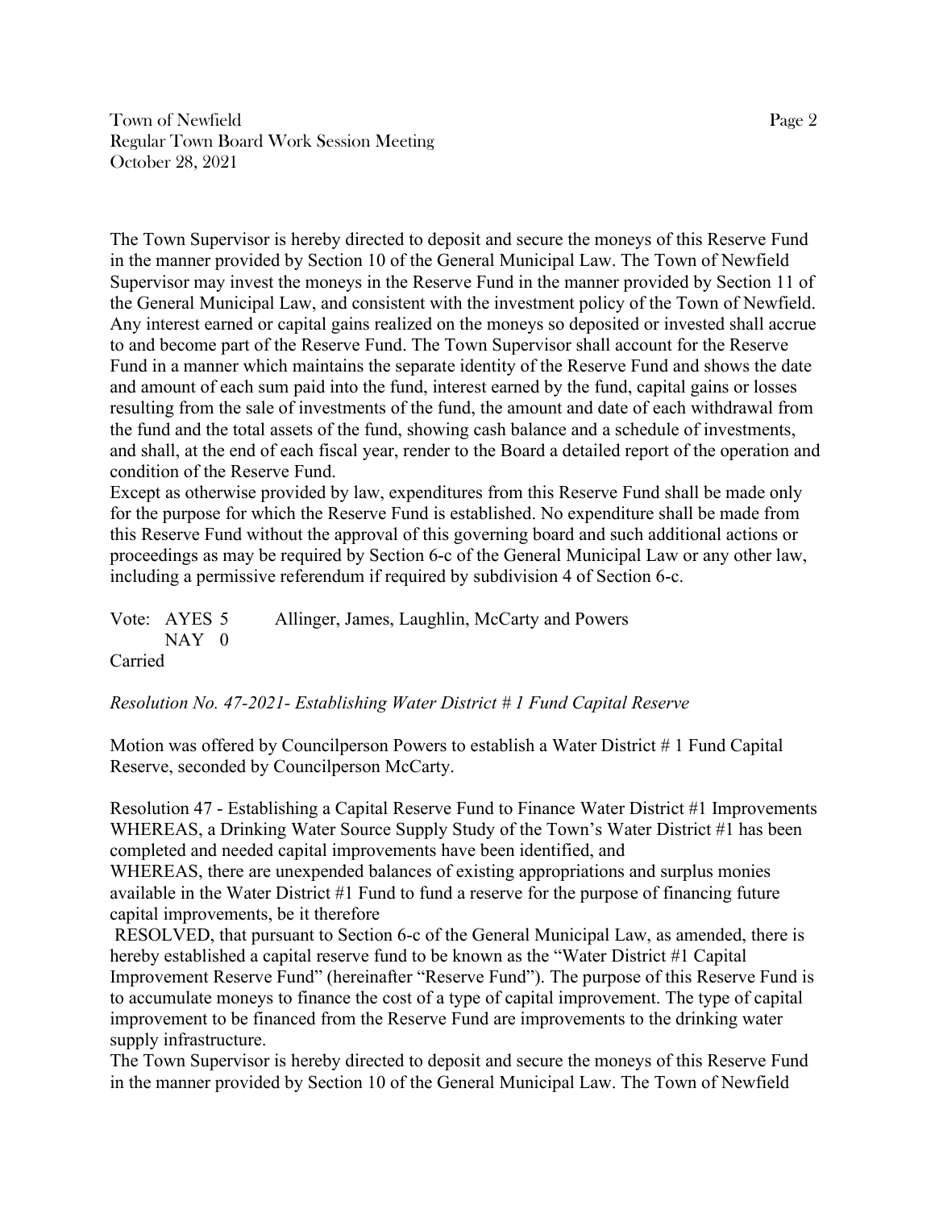The Town Supervisor is hereby directed to deposit and secure the moneys of this Reserve Fund in the manner provided by Section 10 of the General Municipal Law. The Town of Newfield Supervisor may invest the moneys in the Reserve Fund in the manner provided by Section 11 of the General Municipal Law, and consistent with the investment policy of the Town of Newfield. Any interest earned or capital gains realized on the moneys so deposited or invested shall accrue to and become part of the Reserve Fund. The Town Supervisor shall account for the Reserve Fund in a manner which maintains the separate identity of the Reserve Fund and shows the date and amount of each sum paid into the fund, interest earned by the fund, capital gains or losses resulting from the sale of investments of the fund, the amount and date of each withdrawal from the fund and the total assets of the fund, showing cash balance and a schedule of investments, and shall, at the end of each fiscal year, render to the Board a detailed report of the operation and condition of the Reserve Fund.

Except as otherwise provided by law, expenditures from this Reserve Fund shall be made only for the purpose for which the Reserve Fund is established. No expenditure shall be made from this Reserve Fund without the approval of this governing board and such additional actions or proceedings as may be required by Section 6-c of the General Municipal Law or any other law, including a permissive referendum if required by subdivision 4 of Section 6-c.

Vote: AYES 5 Allinger, James, Laughlin, McCarty and Powers
NAY 0
Carried

*Resolution No. 47-2021- Establishing Water District # 1 Fund Capital Reserve*

Motion was offered by Councilperson Powers to establish a Water District # 1 Fund Capital Reserve, seconded by Councilperson McCarty.

Resolution 47 - Establishing a Capital Reserve Fund to Finance Water District #1 Improvements
WHEREAS, a Drinking Water Source Supply Study of the Town's Water District #1 has been completed and needed capital improvements have been identified, and
WHEREAS, there are unexpended balances of existing appropriations and surplus monies available in the Water District #1 Fund to fund a reserve for the purpose of financing future capital improvements, be it therefore
RESOLVED, that pursuant to Section 6-c of the General Municipal Law, as amended, there is hereby established a capital reserve fund to be known as the "Water District #1 Capital Improvement Reserve Fund" (hereinafter "Reserve Fund"). The purpose of this Reserve Fund is to accumulate moneys to finance the cost of a type of capital improvement. The type of capital improvement to be financed from the Reserve Fund are improvements to the drinking water supply infrastructure.
The Town Supervisor is hereby directed to deposit and secure the moneys of this Reserve Fund in the manner provided by Section 10 of the General Municipal Law. The Town of Newfield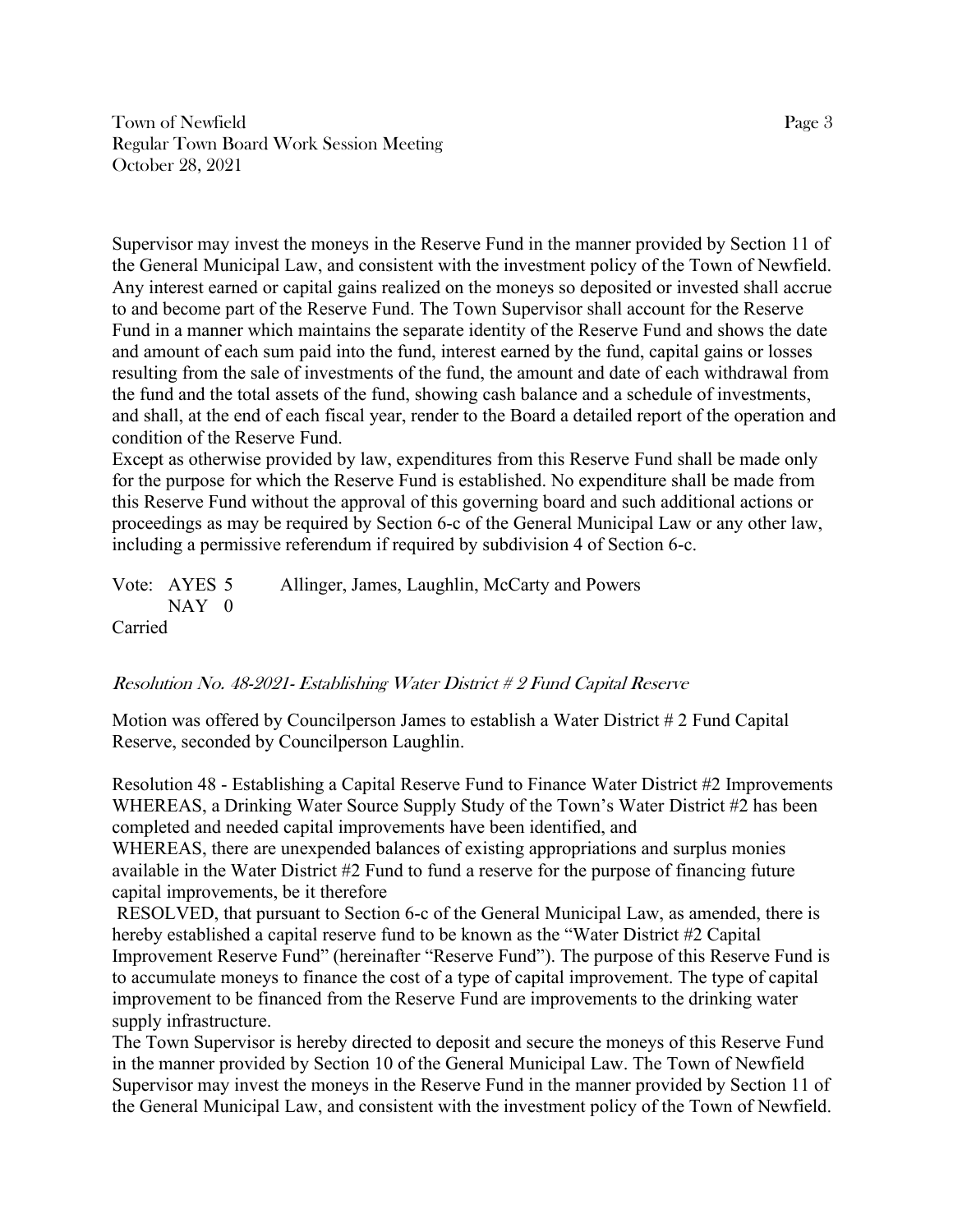Supervisor may invest the moneys in the Reserve Fund in the manner provided by Section 11 of the General Municipal Law, and consistent with the investment policy of the Town of Newfield. Any interest earned or capital gains realized on the moneys so deposited or invested shall accrue to and become part of the Reserve Fund. The Town Supervisor shall account for the Reserve Fund in a manner which maintains the separate identity of the Reserve Fund and shows the date and amount of each sum paid into the fund, interest earned by the fund, capital gains or losses resulting from the sale of investments of the fund, the amount and date of each withdrawal from the fund and the total assets of the fund, showing cash balance and a schedule of investments, and shall, at the end of each fiscal year, render to the Board a detailed report of the operation and condition of the Reserve Fund.
Except as otherwise provided by law, expenditures from this Reserve Fund shall be made only for the purpose for which the Reserve Fund is established. No expenditure shall be made from this Reserve Fund without the approval of this governing board and such additional actions or proceedings as may be required by Section 6-c of the General Municipal Law or any other law, including a permissive referendum if required by subdivision 4 of Section 6-c.

Vote: AYES 5 Allinger, James, Laughlin, McCarty and Powers
NAY 0
Carried

*Resolution No. 48-2021- Establishing Water District # 2 Fund Capital Reserve*

Motion was offered by Councilperson James to establish a Water District # 2 Fund Capital Reserve, seconded by Councilperson Laughlin.

Resolution 48 - Establishing a Capital Reserve Fund to Finance Water District #2 Improvements
WHEREAS, a Drinking Water Source Supply Study of the Town's Water District #2 has been completed and needed capital improvements have been identified, and
WHEREAS, there are unexpended balances of existing appropriations and surplus monies available in the Water District #2 Fund to fund a reserve for the purpose of financing future capital improvements, be it therefore
RESOLVED, that pursuant to Section 6-c of the General Municipal Law, as amended, there is hereby established a capital reserve fund to be known as the "Water District #2 Capital Improvement Reserve Fund" (hereinafter "Reserve Fund"). The purpose of this Reserve Fund is to accumulate moneys to finance the cost of a type of capital improvement. The type of capital improvement to be financed from the Reserve Fund are improvements to the drinking water supply infrastructure.
The Town Supervisor is hereby directed to deposit and secure the moneys of this Reserve Fund in the manner provided by Section 10 of the General Municipal Law. The Town of Newfield Supervisor may invest the moneys in the Reserve Fund in the manner provided by Section 11 of the General Municipal Law, and consistent with the investment policy of the Town of Newfield.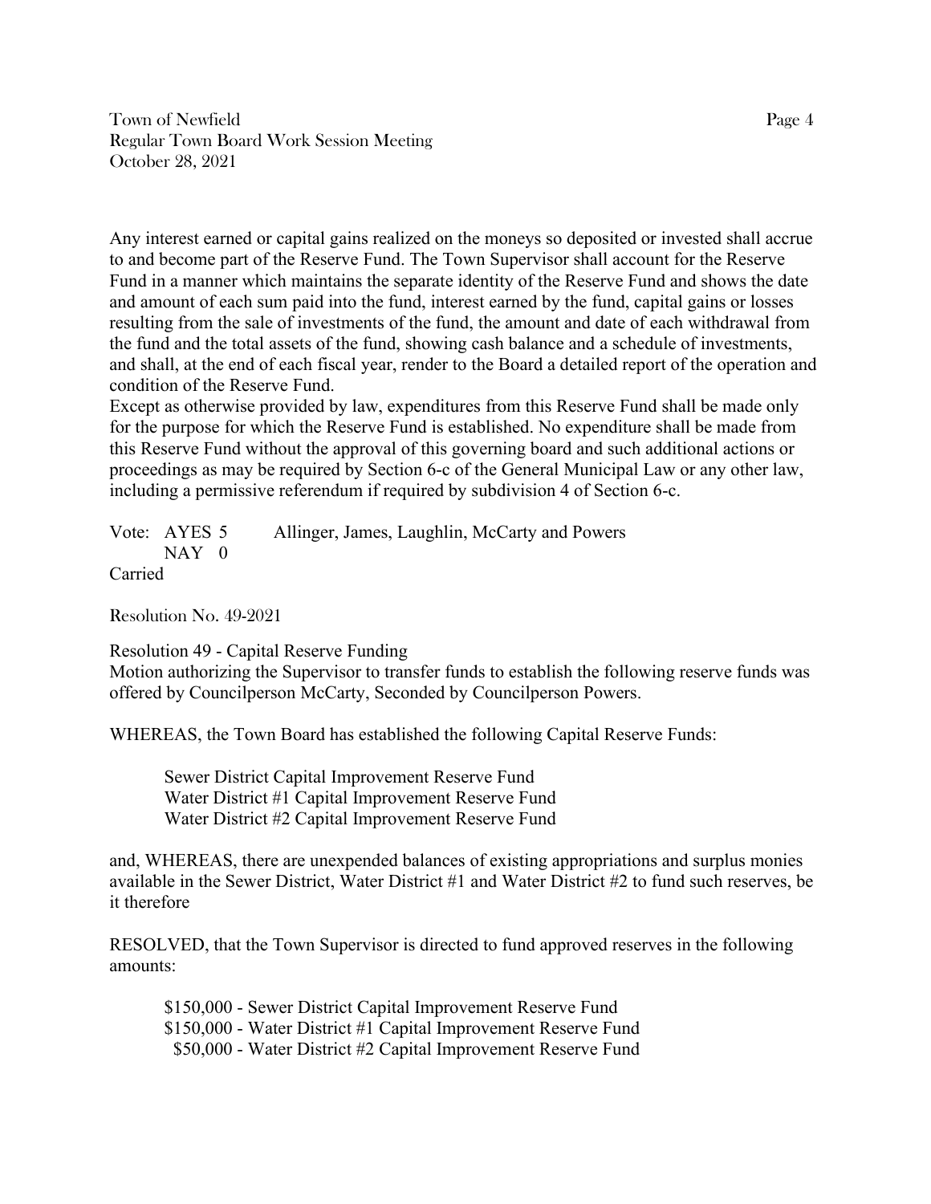Any interest earned or capital gains realized on the moneys so deposited or invested shall accrue to and become part of the Reserve Fund. The Town Supervisor shall account for the Reserve Fund in a manner which maintains the separate identity of the Reserve Fund and shows the date and amount of each sum paid into the fund, interest earned by the fund, capital gains or losses resulting from the sale of investments of the fund, the amount and date of each withdrawal from the fund and the total assets of the fund, showing cash balance and a schedule of investments, and shall, at the end of each fiscal year, render to the Board a detailed report of the operation and condition of the Reserve Fund.

Except as otherwise provided by law, expenditures from this Reserve Fund shall be made only for the purpose for which the Reserve Fund is established. No expenditure shall be made from this Reserve Fund without the approval of this governing board and such additional actions or proceedings as may be required by Section 6-c of the General Municipal Law or any other law, including a permissive referendum if required by subdivision 4 of Section 6-c.

Vote: AYES 5 Allinger, James, Laughlin, McCarty and Powers
NAY 0
Carried

Resolution No. 49-2021

Resolution 49 - Capital Reserve Funding
Motion authorizing the Supervisor to transfer funds to establish the following reserve funds was offered by Councilperson McCarty, Seconded by Councilperson Powers.

WHEREAS, the Town Board has established the following Capital Reserve Funds:

Sewer District Capital Improvement Reserve Fund
Water District #1 Capital Improvement Reserve Fund
Water District #2 Capital Improvement Reserve Fund

and, WHEREAS, there are unexpended balances of existing appropriations and surplus monies available in the Sewer District, Water District #1 and Water District #2 to fund such reserves, be it therefore

RESOLVED, that the Town Supervisor is directed to fund approved reserves in the following amounts:

$150,000 - Sewer District Capital Improvement Reserve Fund
$150,000 - Water District #1 Capital Improvement Reserve Fund
$50,000 - Water District #2 Capital Improvement Reserve Fund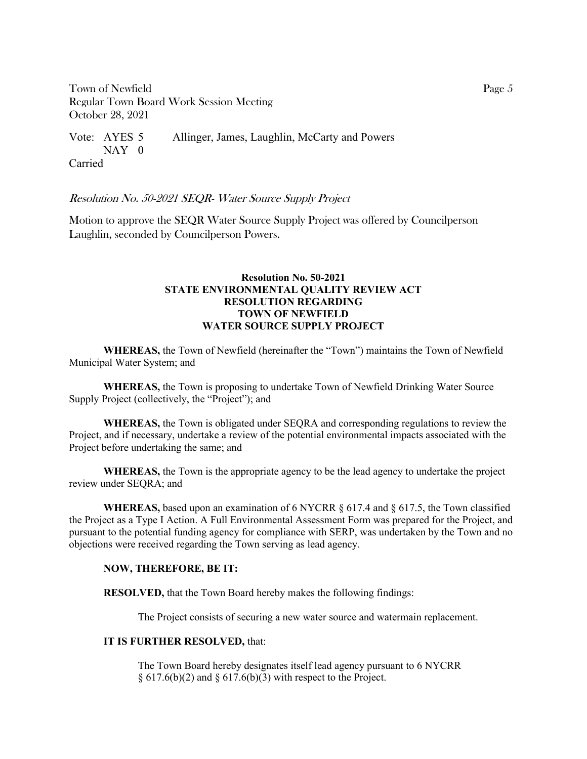Vote: AYES 5 Allinger, James, Laughlin, McCarty and Powers
NAY 0
Carried

*Resolution No. 50-2021 SEQR- Water Source Supply Project*

Motion to approve the SEQR Water Source Supply Project was offered by Councilperson Laughlin, seconded by Councilperson Powers.

**Resolution No. 50-2021**
**STATE ENVIRONMENTAL QUALITY REVIEW ACT**
**RESOLUTION REGARDING**
**TOWN OF NEWFIELD**
**WATER SOURCE SUPPLY PROJECT**

**WHEREAS,** the Town of Newfield (hereinafter the "Town") maintains the Town of Newfield Municipal Water System; and

**WHEREAS,** the Town is proposing to undertake Town of Newfield Drinking Water Source Supply Project (collectively, the "Project"); and

**WHEREAS,** the Town is obligated under SEQRA and corresponding regulations to review the Project, and if necessary, undertake a review of the potential environmental impacts associated with the Project before undertaking the same; and

**WHEREAS,** the Town is the appropriate agency to be the lead agency to undertake the project review under SEQRA; and

**WHEREAS,** based upon an examination of 6 NYCRR § 617.4 and § 617.5, the Town classified the Project as a Type I Action. A Full Environmental Assessment Form was prepared for the Project, and pursuant to the potential funding agency for compliance with SERP, was undertaken by the Town and no objections were received regarding the Town serving as lead agency.

**NOW, THEREFORE, BE IT:**

**RESOLVED,** that the Town Board hereby makes the following findings:

The Project consists of securing a new water source and watermain replacement.

**IT IS FURTHER RESOLVED,** that:

The Town Board hereby designates itself lead agency pursuant to 6 NYCRR § 617.6(b)(2) and § 617.6(b)(3) with respect to the Project.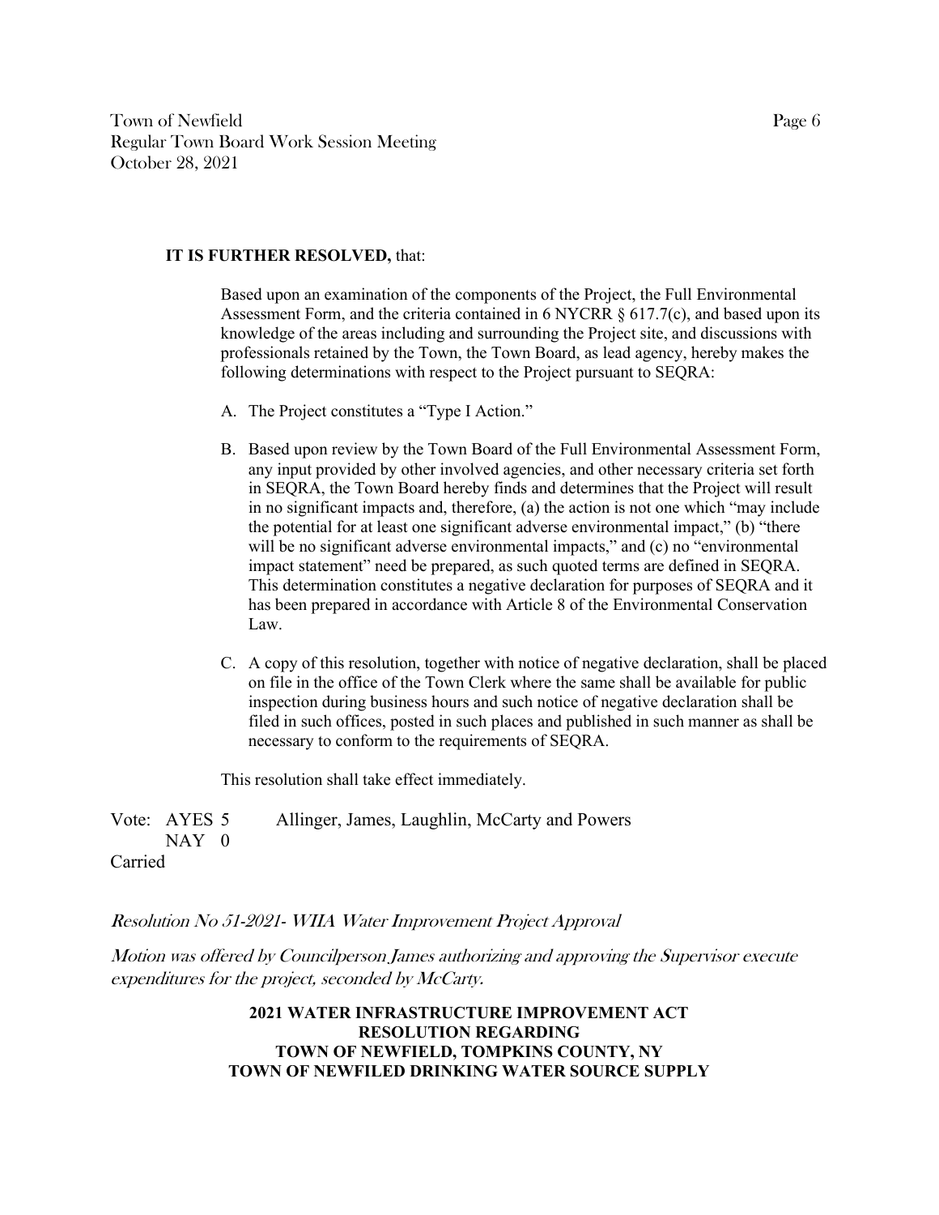**IT IS FURTHER RESOLVED,** that:

Based upon an examination of the components of the Project, the Full Environmental Assessment Form, and the criteria contained in 6 NYCRR § 617.7(c), and based upon its knowledge of the areas including and surrounding the Project site, and discussions with professionals retained by the Town, the Town Board, as lead agency, hereby makes the following determinations with respect to the Project pursuant to SEQRA:

A. The Project constitutes a "Type I Action."

B. Based upon review by the Town Board of the Full Environmental Assessment Form, any input provided by other involved agencies, and other necessary criteria set forth in SEQRA, the Town Board hereby finds and determines that the Project will result in no significant impacts and, therefore, (a) the action is not one which "may include the potential for at least one significant adverse environmental impact," (b) "there will be no significant adverse environmental impacts," and (c) no "environmental impact statement" need be prepared, as such quoted terms are defined in SEQRA. This determination constitutes a negative declaration for purposes of SEQRA and it has been prepared in accordance with Article 8 of the Environmental Conservation Law.

C. A copy of this resolution, together with notice of negative declaration, shall be placed on file in the office of the Town Clerk where the same shall be available for public inspection during business hours and such notice of negative declaration shall be filed in such offices, posted in such places and published in such manner as shall be necessary to conform to the requirements of SEQRA.

This resolution shall take effect immediately.

Vote: AYES 5 Allinger, James, Laughlin, McCarty and Powers
NAY 0
Carried

*Resolution No 51-2021- WIIA Water Improvement Project Approval*

*Motion was offered by Councilperson James authorizing and approving the Supervisor execute expenditures for the project, seconded by McCarty.*

**2021 WATER INFRASTRUCTURE IMPROVEMENT ACT
RESOLUTION REGARDING
TOWN OF NEWFIELD, TOMPKINS COUNTY, NY
TOWN OF NEWFILED DRINKING WATER SOURCE SUPPLY**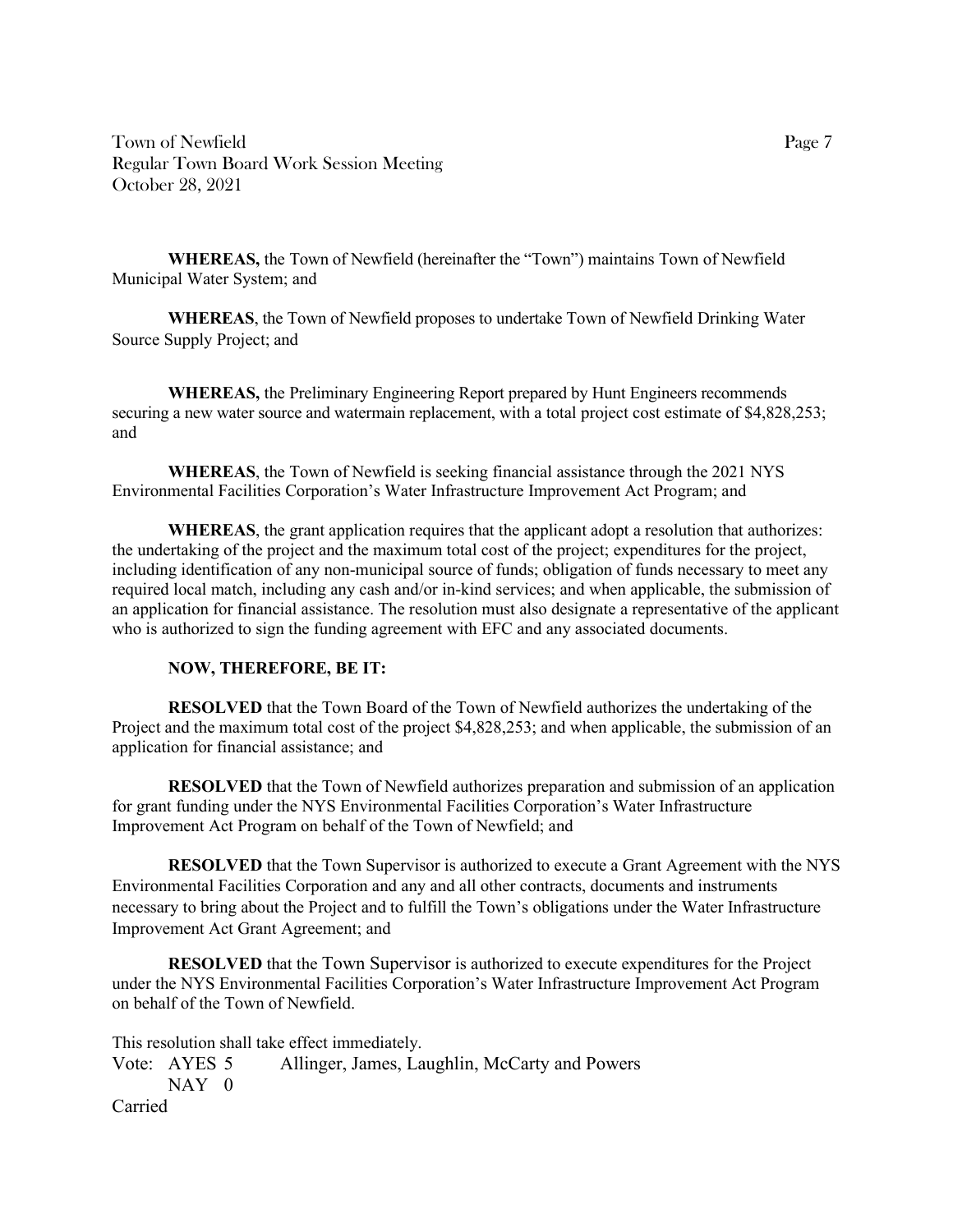**WHEREAS,** the Town of Newfield (hereinafter the "Town") maintains Town of Newfield Municipal Water System; and

**WHEREAS**, the Town of Newfield proposes to undertake Town of Newfield Drinking Water Source Supply Project; and

**WHEREAS,** the Preliminary Engineering Report prepared by Hunt Engineers recommends securing a new water source and watermain replacement, with a total project cost estimate of $4,828,253; and

**WHEREAS**, the Town of Newfield is seeking financial assistance through the 2021 NYS Environmental Facilities Corporation's Water Infrastructure Improvement Act Program; and

**WHEREAS**, the grant application requires that the applicant adopt a resolution that authorizes: the undertaking of the project and the maximum total cost of the project; expenditures for the project, including identification of any non-municipal source of funds; obligation of funds necessary to meet any required local match, including any cash and/or in-kind services; and when applicable, the submission of an application for financial assistance. The resolution must also designate a representative of the applicant who is authorized to sign the funding agreement with EFC and any associated documents.

**NOW, THEREFORE, BE IT:**

**RESOLVED** that the Town Board of the Town of Newfield authorizes the undertaking of the Project and the maximum total cost of the project $4,828,253; and when applicable, the submission of an application for financial assistance; and

**RESOLVED** that the Town of Newfield authorizes preparation and submission of an application for grant funding under the NYS Environmental Facilities Corporation's Water Infrastructure Improvement Act Program on behalf of the Town of Newfield; and

**RESOLVED** that the Town Supervisor is authorized to execute a Grant Agreement with the NYS Environmental Facilities Corporation and any and all other contracts, documents and instruments necessary to bring about the Project and to fulfill the Town's obligations under the Water Infrastructure Improvement Act Grant Agreement; and

**RESOLVED** that the Town Supervisor is authorized to execute expenditures for the Project under the NYS Environmental Facilities Corporation's Water Infrastructure Improvement Act Program on behalf of the Town of Newfield.

This resolution shall take effect immediately.

Vote: AYES 5 Allinger, James, Laughlin, McCarty and Powers
NAY 0
Carried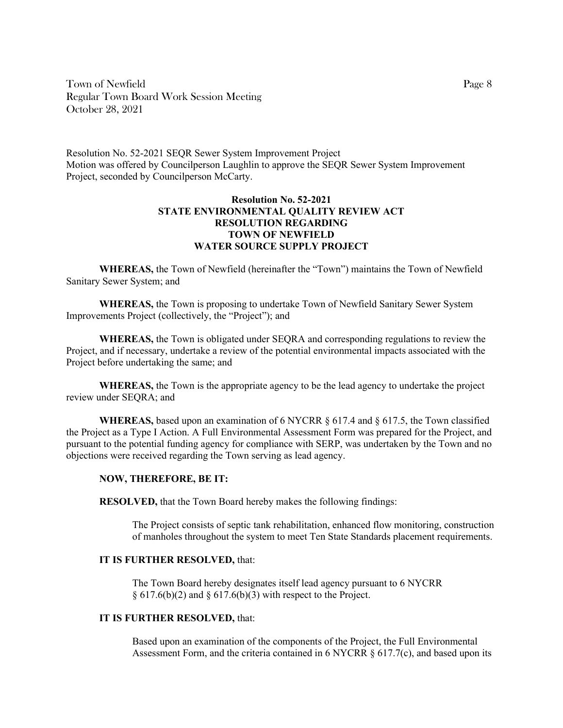Resolution No. 52-2021 SEQR Sewer System Improvement Project
Motion was offered by Councilperson Laughlin to approve the SEQR Sewer System Improvement Project, seconded by Councilperson McCarty.

**Resolution No. 52-2021**
**STATE ENVIRONMENTAL QUALITY REVIEW ACT**
**RESOLUTION REGARDING**
**TOWN OF NEWFIELD**
**WATER SOURCE SUPPLY PROJECT**

**WHEREAS,** the Town of Newfield (hereinafter the "Town") maintains the Town of Newfield Sanitary Sewer System; and

**WHEREAS,** the Town is proposing to undertake Town of Newfield Sanitary Sewer System Improvements Project (collectively, the "Project"); and

**WHEREAS,** the Town is obligated under SEQRA and corresponding regulations to review the Project, and if necessary, undertake a review of the potential environmental impacts associated with the Project before undertaking the same; and

**WHEREAS,** the Town is the appropriate agency to be the lead agency to undertake the project review under SEQRA; and

**WHEREAS,** based upon an examination of 6 NYCRR § 617.4 and § 617.5, the Town classified the Project as a Type I Action. A Full Environmental Assessment Form was prepared for the Project, and pursuant to the potential funding agency for compliance with SERP, was undertaken by the Town and no objections were received regarding the Town serving as lead agency.

**NOW, THEREFORE, BE IT:**

**RESOLVED,** that the Town Board hereby makes the following findings:

> The Project consists of septic tank rehabilitation, enhanced flow monitoring, construction of manholes throughout the system to meet Ten State Standards placement requirements.

**IT IS FURTHER RESOLVED,** that:

> The Town Board hereby designates itself lead agency pursuant to 6 NYCRR § 617.6(b)(2) and § 617.6(b)(3) with respect to the Project.

**IT IS FURTHER RESOLVED,** that:

> Based upon an examination of the components of the Project, the Full Environmental Assessment Form, and the criteria contained in 6 NYCRR § 617.7(c), and based upon its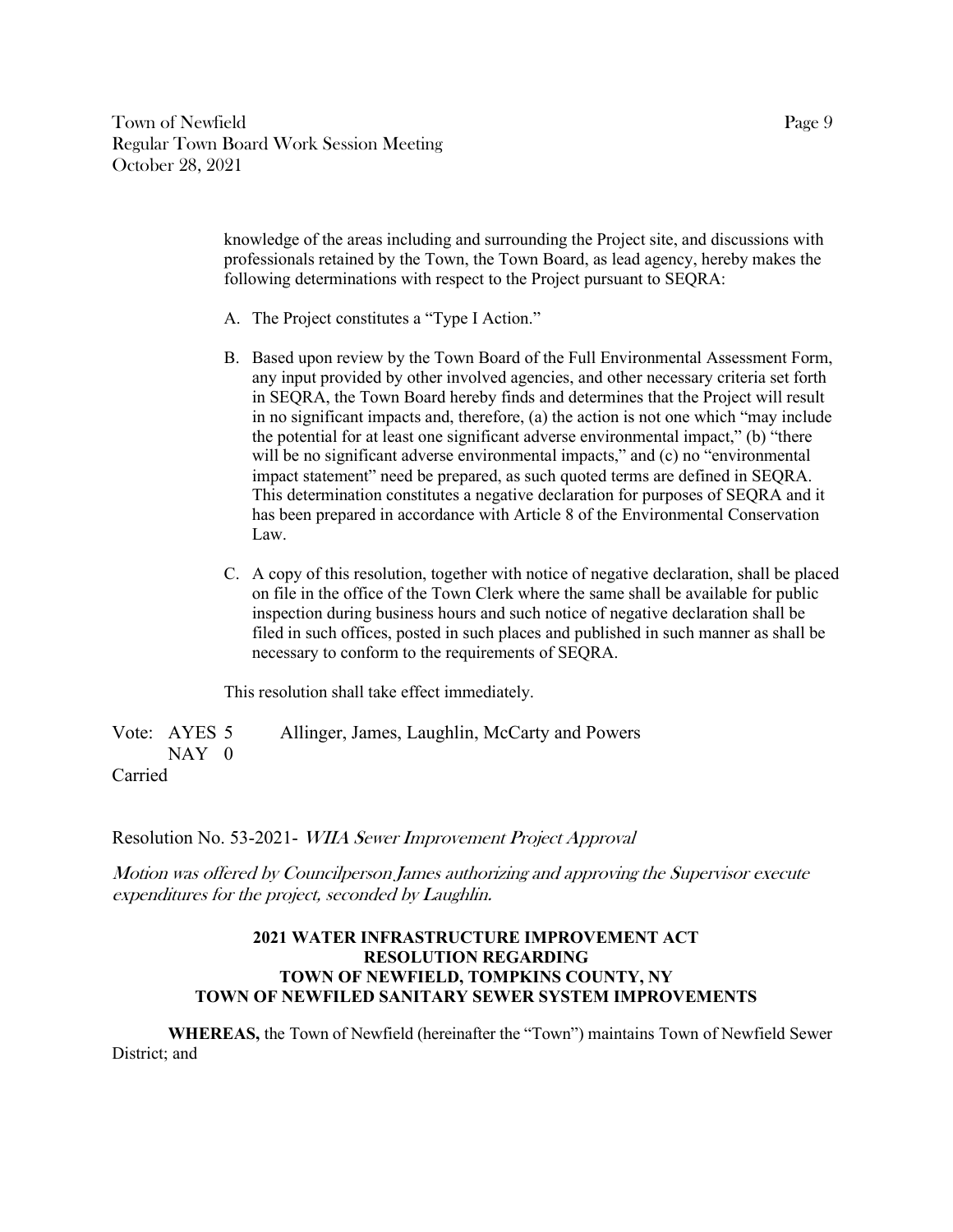knowledge of the areas including and surrounding the Project site, and discussions with professionals retained by the Town, the Town Board, as lead agency, hereby makes the following determinations with respect to the Project pursuant to SEQRA:

A. The Project constitutes a "Type I Action."

B. Based upon review by the Town Board of the Full Environmental Assessment Form, any input provided by other involved agencies, and other necessary criteria set forth in SEQRA, the Town Board hereby finds and determines that the Project will result in no significant impacts and, therefore, (a) the action is not one which "may include the potential for at least one significant adverse environmental impact," (b) "there will be no significant adverse environmental impacts," and (c) no "environmental impact statement" need be prepared, as such quoted terms are defined in SEQRA. This determination constitutes a negative declaration for purposes of SEQRA and it has been prepared in accordance with Article 8 of the Environmental Conservation Law.

C. A copy of this resolution, together with notice of negative declaration, shall be placed on file in the office of the Town Clerk where the same shall be available for public inspection during business hours and such notice of negative declaration shall be filed in such offices, posted in such places and published in such manner as shall be necessary to conform to the requirements of SEQRA.

This resolution shall take effect immediately.

Vote: AYES 5 Allinger, James, Laughlin, McCarty and Powers
NAY 0
Carried

Resolution No. 53-2021- *WIIA Sewer Improvement Project Approval*

*Motion was offered by Councilperson James authorizing and approving the Supervisor execute expenditures for the project, seconded by Laughlin.*

**2021 WATER INFRASTRUCTURE IMPROVEMENT ACT**
**RESOLUTION REGARDING**
**TOWN OF NEWFIELD, TOMPKINS COUNTY, NY**
**TOWN OF NEWFILED SANITARY SEWER SYSTEM IMPROVEMENTS**

**WHEREAS,** the Town of Newfield (hereinafter the "Town") maintains Town of Newfield Sewer District; and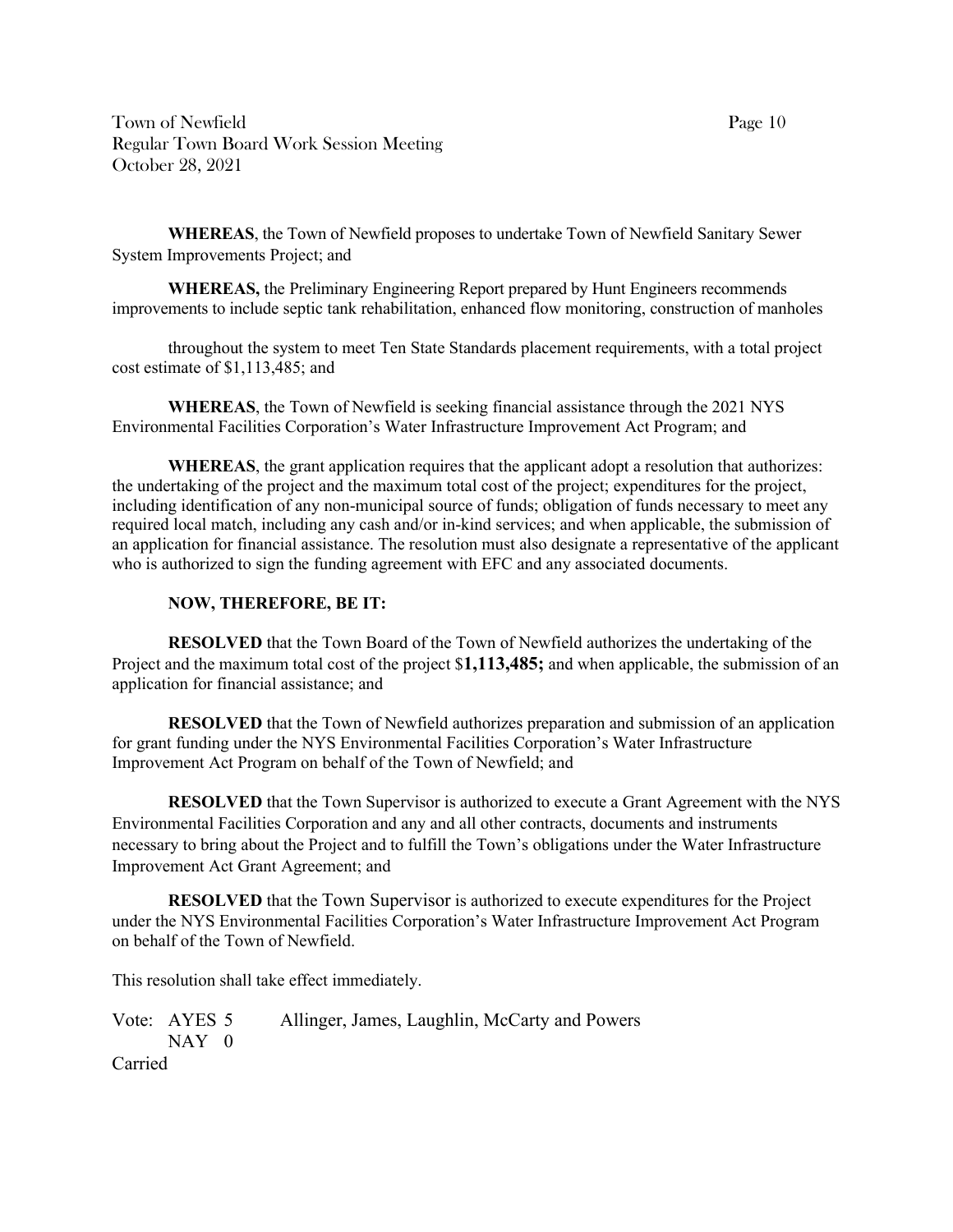**WHEREAS**, the Town of Newfield proposes to undertake Town of Newfield Sanitary Sewer System Improvements Project; and

**WHEREAS,** the Preliminary Engineering Report prepared by Hunt Engineers recommends improvements to include septic tank rehabilitation, enhanced flow monitoring, construction of manholes

throughout the system to meet Ten State Standards placement requirements, with a total project cost estimate of $1,113,485; and

**WHEREAS**, the Town of Newfield is seeking financial assistance through the 2021 NYS Environmental Facilities Corporation's Water Infrastructure Improvement Act Program; and

**WHEREAS**, the grant application requires that the applicant adopt a resolution that authorizes: the undertaking of the project and the maximum total cost of the project; expenditures for the project, including identification of any non-municipal source of funds; obligation of funds necessary to meet any required local match, including any cash and/or in-kind services; and when applicable, the submission of an application for financial assistance. The resolution must also designate a representative of the applicant who is authorized to sign the funding agreement with EFC and any associated documents.

**NOW, THEREFORE, BE IT:**

**RESOLVED** that the Town Board of the Town of Newfield authorizes the undertaking of the Project and the maximum total cost of the project $**1,113,485;** and when applicable, the submission of an application for financial assistance; and

**RESOLVED** that the Town of Newfield authorizes preparation and submission of an application for grant funding under the NYS Environmental Facilities Corporation's Water Infrastructure Improvement Act Program on behalf of the Town of Newfield; and

**RESOLVED** that the Town Supervisor is authorized to execute a Grant Agreement with the NYS Environmental Facilities Corporation and any and all other contracts, documents and instruments necessary to bring about the Project and to fulfill the Town's obligations under the Water Infrastructure Improvement Act Grant Agreement; and

**RESOLVED** that the Town Supervisor is authorized to execute expenditures for the Project under the NYS Environmental Facilities Corporation's Water Infrastructure Improvement Act Program on behalf of the Town of Newfield.

This resolution shall take effect immediately.

Vote: AYES 5 Allinger, James, Laughlin, McCarty and Powers
NAY 0
Carried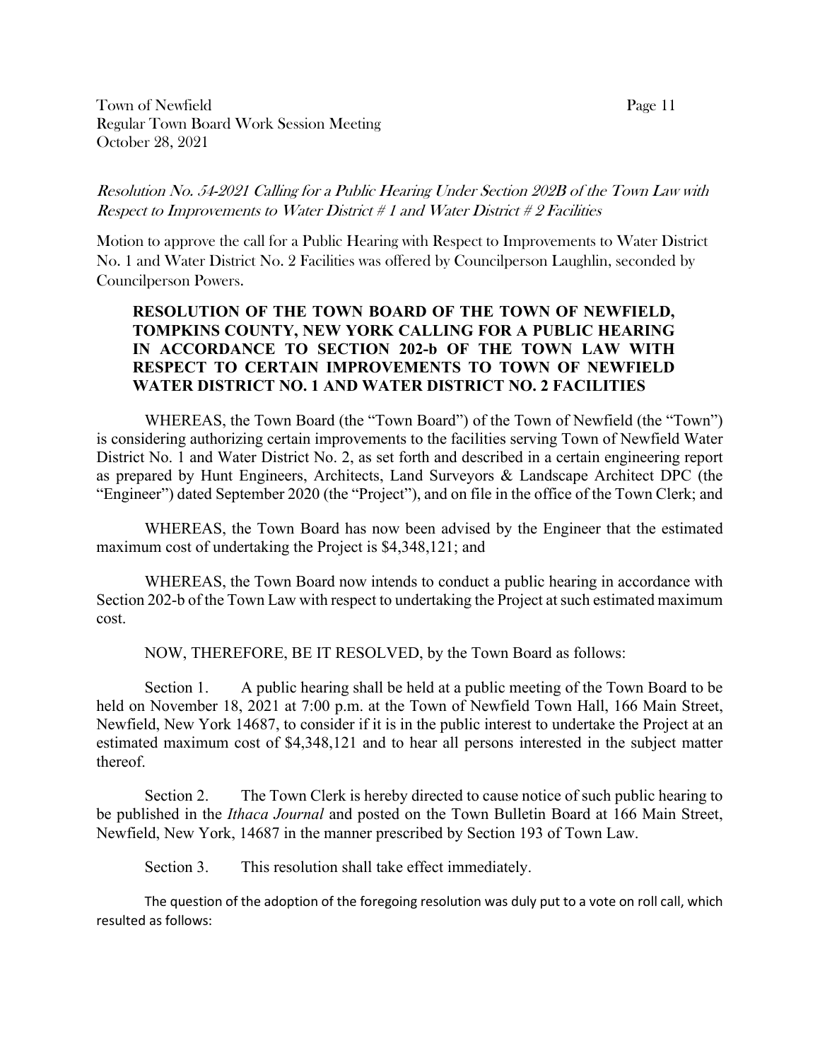*Resolution No. 54-2021 Calling for a Public Hearing Under Section 202B of the Town Law with Respect to Improvements to Water District # 1 and Water District # 2 Facilities*

Motion to approve the call for a Public Hearing with Respect to Improvements to Water District No. 1 and Water District No. 2 Facilities was offered by Councilperson Laughlin, seconded by Councilperson Powers.

**RESOLUTION OF THE TOWN BOARD OF THE TOWN OF NEWFIELD, TOMPKINS COUNTY, NEW YORK CALLING FOR A PUBLIC HEARING IN ACCORDANCE TO SECTION 202-b OF THE TOWN LAW WITH RESPECT TO CERTAIN IMPROVEMENTS TO TOWN OF NEWFIELD WATER DISTRICT NO. 1 AND WATER DISTRICT NO. 2 FACILITIES**

WHEREAS, the Town Board (the "Town Board") of the Town of Newfield (the "Town") is considering authorizing certain improvements to the facilities serving Town of Newfield Water District No. 1 and Water District No. 2, as set forth and described in a certain engineering report as prepared by Hunt Engineers, Architects, Land Surveyors & Landscape Architect DPC (the "Engineer") dated September 2020 (the "Project"), and on file in the office of the Town Clerk; and

WHEREAS, the Town Board has now been advised by the Engineer that the estimated maximum cost of undertaking the Project is $4,348,121; and

WHEREAS, the Town Board now intends to conduct a public hearing in accordance with Section 202-b of the Town Law with respect to undertaking the Project at such estimated maximum cost.

NOW, THEREFORE, BE IT RESOLVED, by the Town Board as follows:

Section 1. A public hearing shall be held at a public meeting of the Town Board to be held on November 18, 2021 at 7:00 p.m. at the Town of Newfield Town Hall, 166 Main Street, Newfield, New York 14687, to consider if it is in the public interest to undertake the Project at an estimated maximum cost of $4,348,121 and to hear all persons interested in the subject matter thereof.

Section 2. The Town Clerk is hereby directed to cause notice of such public hearing to be published in the *Ithaca Journal* and posted on the Town Bulletin Board at 166 Main Street, Newfield, New York, 14687 in the manner prescribed by Section 193 of Town Law.

Section 3. This resolution shall take effect immediately.

The question of the adoption of the foregoing resolution was duly put to a vote on roll call, which resulted as follows: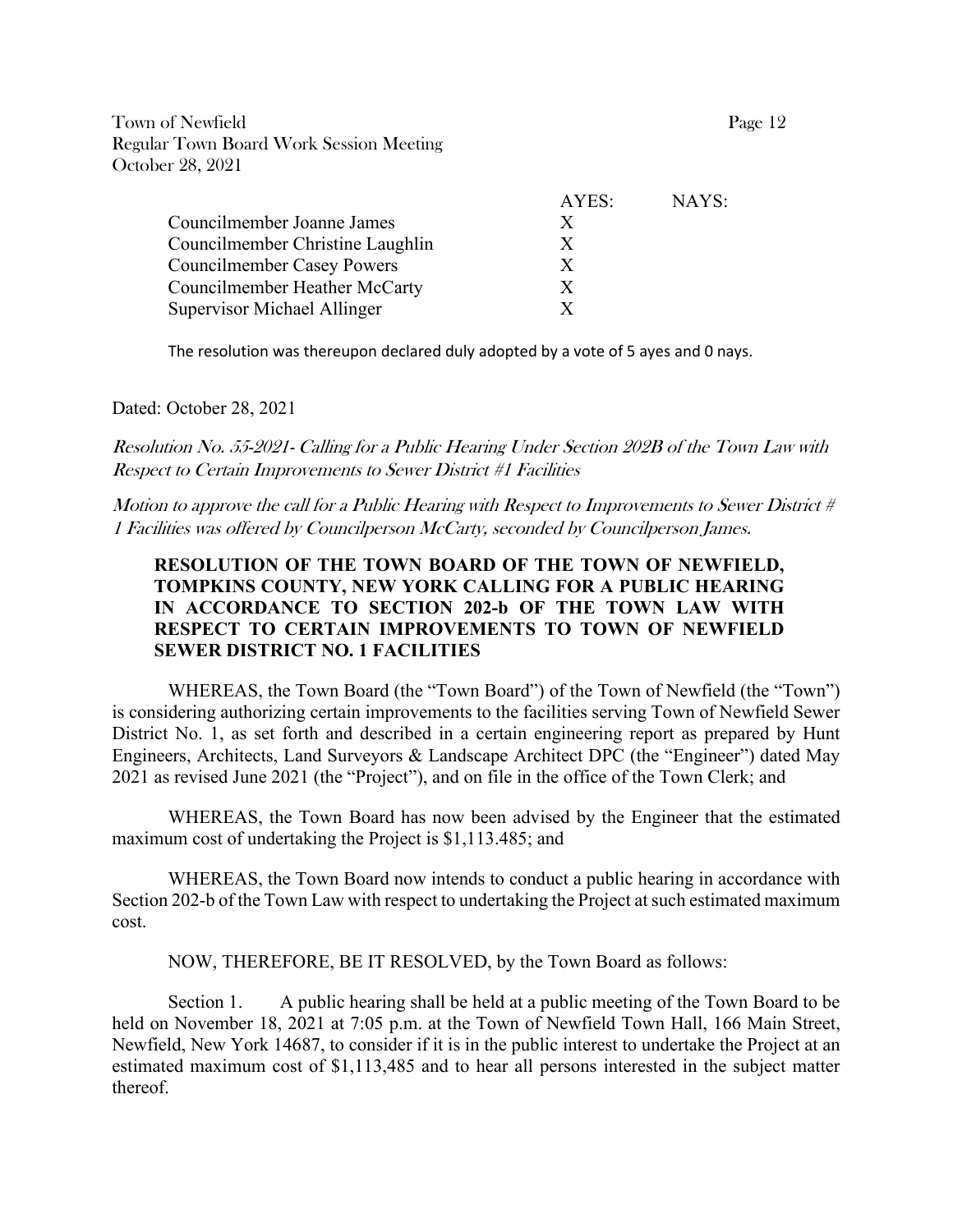|  | AYES: | NAYS: |
|---|---|---|
| Councilmember Joanne James | X | |
| Councilmember Christine Laughlin | X | |
| Councilmember Casey Powers | X | |
| Councilmember Heather McCarty | X | |
| Supervisor Michael Allinger | X | |

The resolution was thereupon declared duly adopted by a vote of 5 ayes and 0 nays.

Dated: October 28, 2021

*Resolution No. 55-2021- Calling for a Public Hearing Under Section 202B of the Town Law with Respect to Certain Improvements to Sewer District #1 Facilities*

*Motion to approve the call for a Public Hearing with Respect to Improvements to Sewer District # 1 Facilities was offered by Councilperson McCarty, seconded by Councilperson James.*

**RESOLUTION OF THE TOWN BOARD OF THE TOWN OF NEWFIELD, TOMPKINS COUNTY, NEW YORK CALLING FOR A PUBLIC HEARING IN ACCORDANCE TO SECTION 202-b OF THE TOWN LAW WITH RESPECT TO CERTAIN IMPROVEMENTS TO TOWN OF NEWFIELD SEWER DISTRICT NO. 1 FACILITIES**

WHEREAS, the Town Board (the "Town Board") of the Town of Newfield (the "Town") is considering authorizing certain improvements to the facilities serving Town of Newfield Sewer District No. 1, as set forth and described in a certain engineering report as prepared by Hunt Engineers, Architects, Land Surveyors & Landscape Architect DPC (the "Engineer") dated May 2021 as revised June 2021 (the "Project"), and on file in the office of the Town Clerk; and

WHEREAS, the Town Board has now been advised by the Engineer that the estimated maximum cost of undertaking the Project is $1,113.485; and

WHEREAS, the Town Board now intends to conduct a public hearing in accordance with Section 202-b of the Town Law with respect to undertaking the Project at such estimated maximum cost.

NOW, THEREFORE, BE IT RESOLVED, by the Town Board as follows:

Section 1. A public hearing shall be held at a public meeting of the Town Board to be held on November 18, 2021 at 7:05 p.m. at the Town of Newfield Town Hall, 166 Main Street, Newfield, New York 14687, to consider if it is in the public interest to undertake the Project at an estimated maximum cost of $1,113,485 and to hear all persons interested in the subject matter thereof.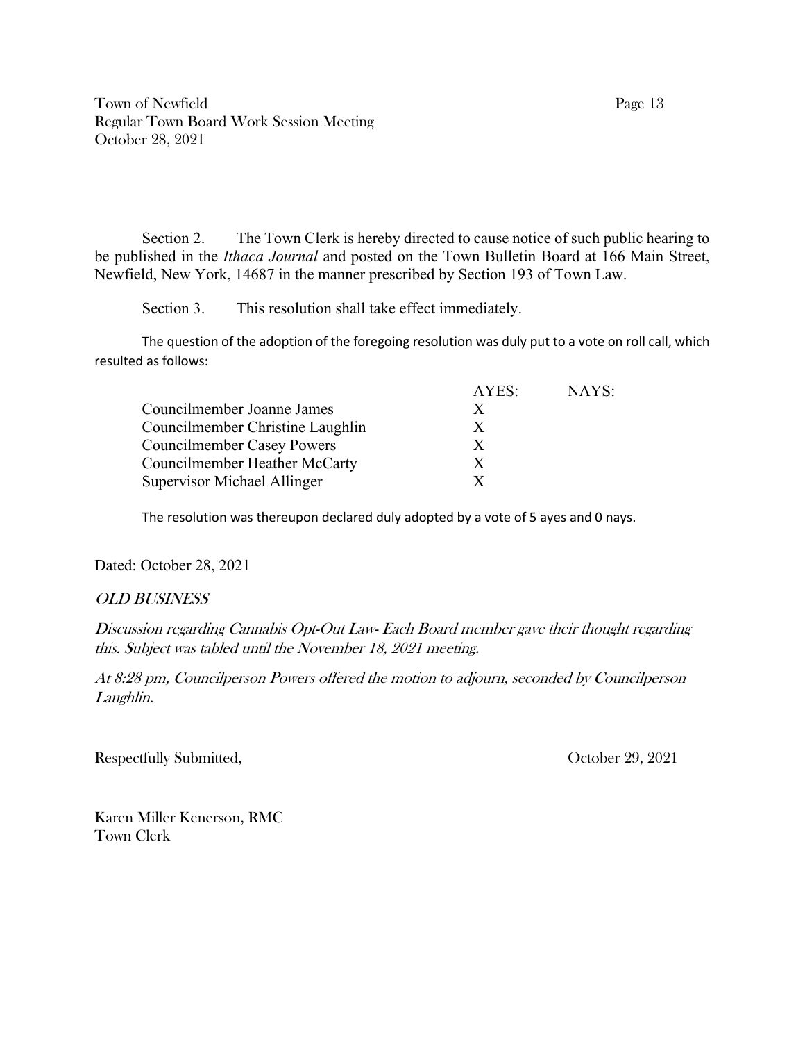Section 2. The Town Clerk is hereby directed to cause notice of such public hearing to be published in the *Ithaca Journal* and posted on the Town Bulletin Board at 166 Main Street, Newfield, New York, 14687 in the manner prescribed by Section 193 of Town Law.

Section 3. This resolution shall take effect immediately.

The question of the adoption of the foregoing resolution was duly put to a vote on roll call, which resulted as follows:

| | AYES: | NAYS: |
|---|---|---|
| Councilmember Joanne James | X | |
| Councilmember Christine Laughlin | X | |
| Councilmember Casey Powers | X | |
| Councilmember Heather McCarty | X | |
| Supervisor Michael Allinger | X | |

The resolution was thereupon declared duly adopted by a vote of 5 ayes and 0 nays.

Dated: October 28, 2021

*OLD BUSINESS*

*Discussion regarding Cannabis Opt-Out Law- Each Board member gave their thought regarding this. Subject was tabled until the November 18, 2021 meeting.*

*At 8:28 pm, Councilperson Powers offered the motion to adjourn, seconded by Councilperson Laughlin.*

Respectfully Submitted, October 29, 2021

Karen Miller Kenerson, RMC
Town Clerk